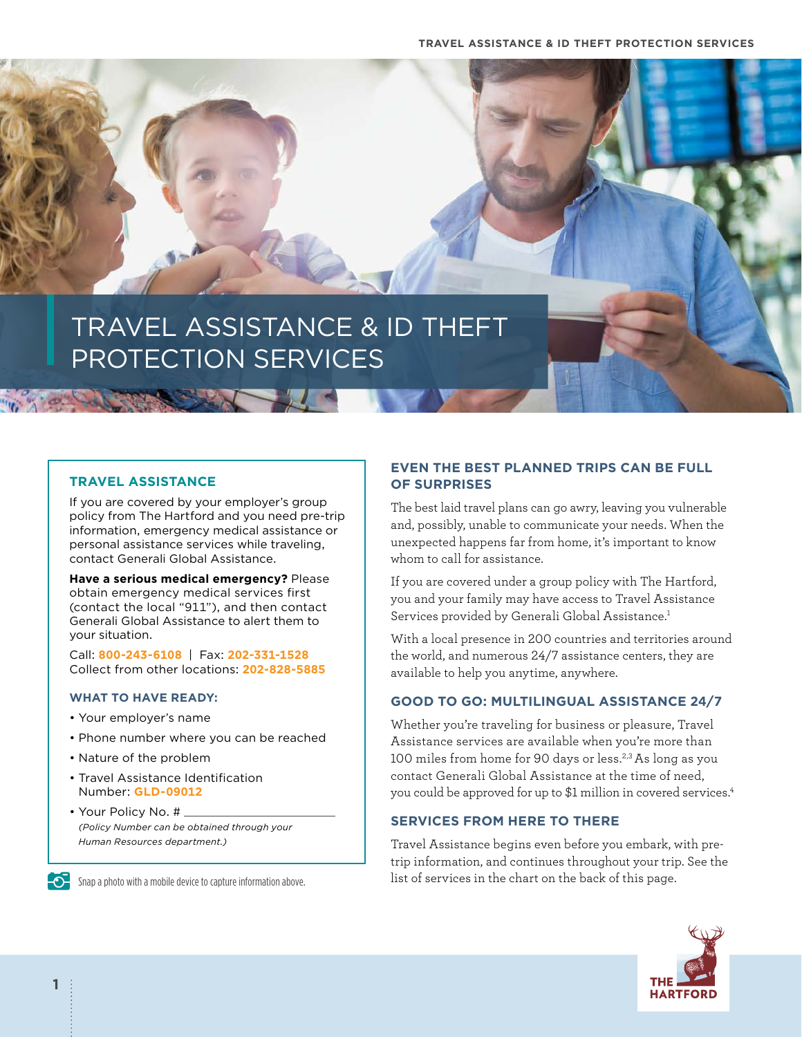# TRAVEL ASSISTANCE & ID THEFT PROTECTION SERVICES

## TRAVEL ASSISTANCE

If you are covered by your employer's group policy from The Hartford and you need pre-trip information, emergency medical assistance or personal assistance services while traveling, contact Generali Global Assistance.

**Have a serious medical emergency?** Please obtain emergency medical services first (contact the local "911"), and then contact Generali Global Assistance to alert them to your situation.

Call: **800-243-6108** | Fax: **202-331-1528**
Collect from other locations: **202-828-5885**

### WHAT TO HAVE READY:

- Your employer's name
- Phone number where you can be reached
- Nature of the problem
- Travel Assistance Identification Number: **GLD-09012**
- Your Policy No. # ______________________
  *(Policy Number can be obtained through your Human Resources department.)*

Snap a photo with a mobile device to capture information above.

## EVEN THE BEST PLANNED TRIPS CAN BE FULL OF SURPRISES

The best laid travel plans can go awry, leaving you vulnerable and, possibly, unable to communicate your needs. When the unexpected happens far from home, it's important to know whom to call for assistance.

If you are covered under a group policy with The Hartford, you and your family may have access to Travel Assistance Services provided by Generali Global Assistance.[1]

With a local presence in 200 countries and territories around the world, and numerous 24/7 assistance centers, they are available to help you anytime, anywhere.

## GOOD TO GO: MULTILINGUAL ASSISTANCE 24/7

Whether you're traveling for business or pleasure, Travel Assistance services are available when you're more than 100 miles from home for 90 days or less.[2,3] As long as you contact Generali Global Assistance at the time of need, you could be approved for up to $1 million in covered services.[4]

## SERVICES FROM HERE TO THERE

Travel Assistance begins even before you embark, with pre-trip information, and continues throughout your trip. See the list of services in the chart on the back of this page.

THE HARTFORD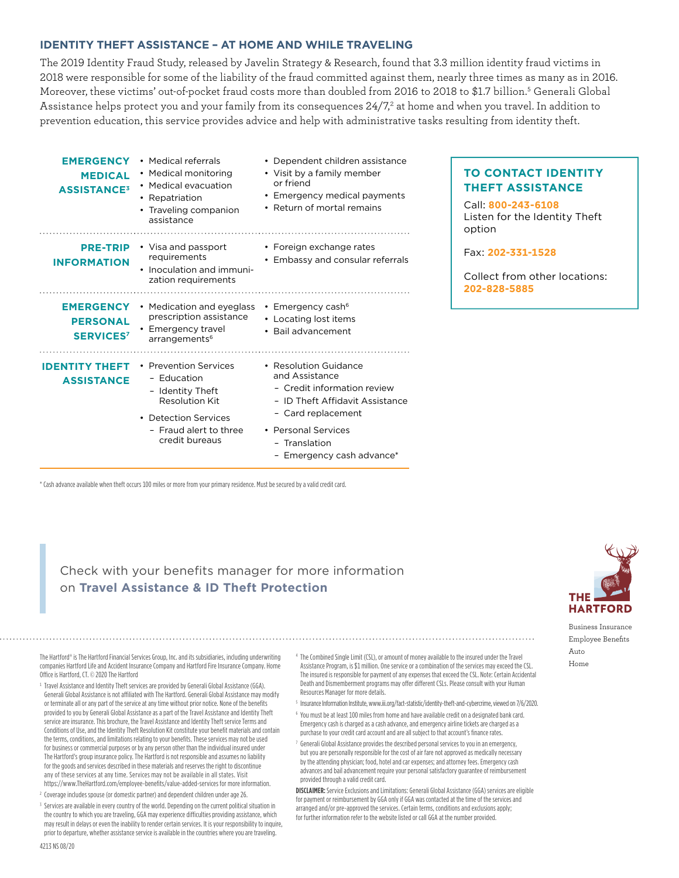## IDENTITY THEFT ASSISTANCE – AT HOME AND WHILE TRAVELING

The 2019 Identity Fraud Study, released by Javelin Strategy & Research, found that 3.3 million identity fraud victims in 2018 were responsible for some of the liability of the fraud committed against them, nearly three times as many as in 2016. Moreover, these victims' out-of-pocket fraud costs more than doubled from 2016 to 2018 to $1.7 billion.[5] Generali Global Assistance helps protect you and your family from its consequences 24/7,[2] at home and when you travel. In addition to prevention education, this service provides advice and help with administrative tasks resulting from identity theft.

| | | |
|---|---|---|
| **EMERGENCY MEDICAL ASSISTANCE**[3] | • Medical referrals<br>• Medical monitoring<br>• Medical evacuation<br>• Repatriation<br>• Traveling companion assistance | • Dependent children assistance<br>• Visit by a family member or friend<br>• Emergency medical payments<br>• Return of mortal remains |
| **PRE-TRIP INFORMATION** | • Visa and passport requirements<br>• Inoculation and immunization requirements | • Foreign exchange rates<br>• Embassy and consular referrals |
| **EMERGENCY PERSONAL SERVICES**[7] | • Medication and eyeglass prescription assistance<br>• Emergency travel arrangements[6] | • Emergency cash[6]<br>• Locating lost items<br>• Bail advancement |
| **IDENTITY THEFT ASSISTANCE** | • Prevention Services<br>– Education<br>– Identity Theft Resolution Kit<br>• Detection Services<br>– Fraud alert to three credit bureaus | • Resolution Guidance and Assistance<br>– Credit information review<br>– ID Theft Affidavit Assistance<br>– Card replacement<br>• Personal Services<br>– Translation<br>– Emergency cash advance* |

\* Cash advance available when theft occurs 100 miles or more from your primary residence. Must be secured by a valid credit card.

### TO CONTACT IDENTITY THEFT ASSISTANCE

Call: **800-243-6108**
Listen for the Identity Theft option

Fax: **202-331-1528**

Collect from other locations: **202-828-5885**

Check with your benefits manager for more information on **Travel Assistance & ID Theft Protection**

THE HARTFORD

Business Insurance
Employee Benefits
Auto
Home

The Hartford® is The Hartford Financial Services Group, Inc. and its subsidiaries, including underwriting companies Hartford Life and Accident Insurance Company and Hartford Fire Insurance Company. Home Office is Hartford, CT. © 2020 The Hartford

[1] Travel Assistance and Identity Theft services are provided by Generali Global Assistance (GGA). Generali Global Assistance is not affiliated with The Hartford. Generali Global Assistance may modify or terminate all or any part of the service at any time without prior notice. None of the benefits provided to you by Generali Global Assistance as a part of the Travel Assistance and Identity Theft service are insurance. This brochure, the Travel Assistance and Identity Theft service Terms and Conditions of Use, and the Identity Theft Resolution Kit constitute your benefit materials and contain the terms, conditions, and limitations relating to your benefits. These services may not be used for business or commercial purposes or by any person other than the individual insured under The Hartford's group insurance policy. The Hartford is not responsible and assumes no liability for the goods and services described in these materials and reserves the right to discontinue any of these services at any time. Services may not be available in all states. Visit https://www.TheHartford.com/employee-benefits/value-added-services for more information.

[2] Coverage includes spouse (or domestic partner) and dependent children under age 26.

[3] Services are available in every country of the world. Depending on the current political situation in the country to which you are traveling, GGA may experience difficulties providing assistance, which may result in delays or even the inability to render certain services. It is your responsibility to inquire, prior to departure, whether assistance service is available in the countries where you are traveling.

[4] The Combined Single Limit (CSL), or amount of money available to the insured under the Travel Assistance Program, is $1 million. One service or a combination of the services may exceed the CSL. The insured is responsible for payment of any expenses that exceed the CSL. Note: Certain Accidental Death and Dismemberment programs may offer different CSLs. Please consult with your Human Resources Manager for more details.

[5] Insurance Information Institute, www.iii.org/fact-statistic/identity-theft-and-cybercrime, viewed on 7/6/2020.

[6] You must be at least 100 miles from home and have available credit on a designated bank card. Emergency cash is charged as a cash advance, and emergency airline tickets are charged as a purchase to your credit card account and are all subject to that account's finance rates.

[7] Generali Global Assistance provides the described personal services to you in an emergency, but you are personally responsible for the cost of air fare not approved as medically necessary by the attending physician; food, hotel and car expenses; and attorney fees. Emergency cash advances and bail advancement require your personal satisfactory guarantee of reimbursement provided through a valid credit card.

**DISCLAIMER:** Service Exclusions and Limitations: Generali Global Assistance (GGA) services are eligible for payment or reimbursement by GGA only if GGA was contacted at the time of the services and arranged and/or pre-approved the services. Certain terms, conditions and exclusions apply; for further information refer to the website listed or call GGA at the number provided.

4213 NS 08/20